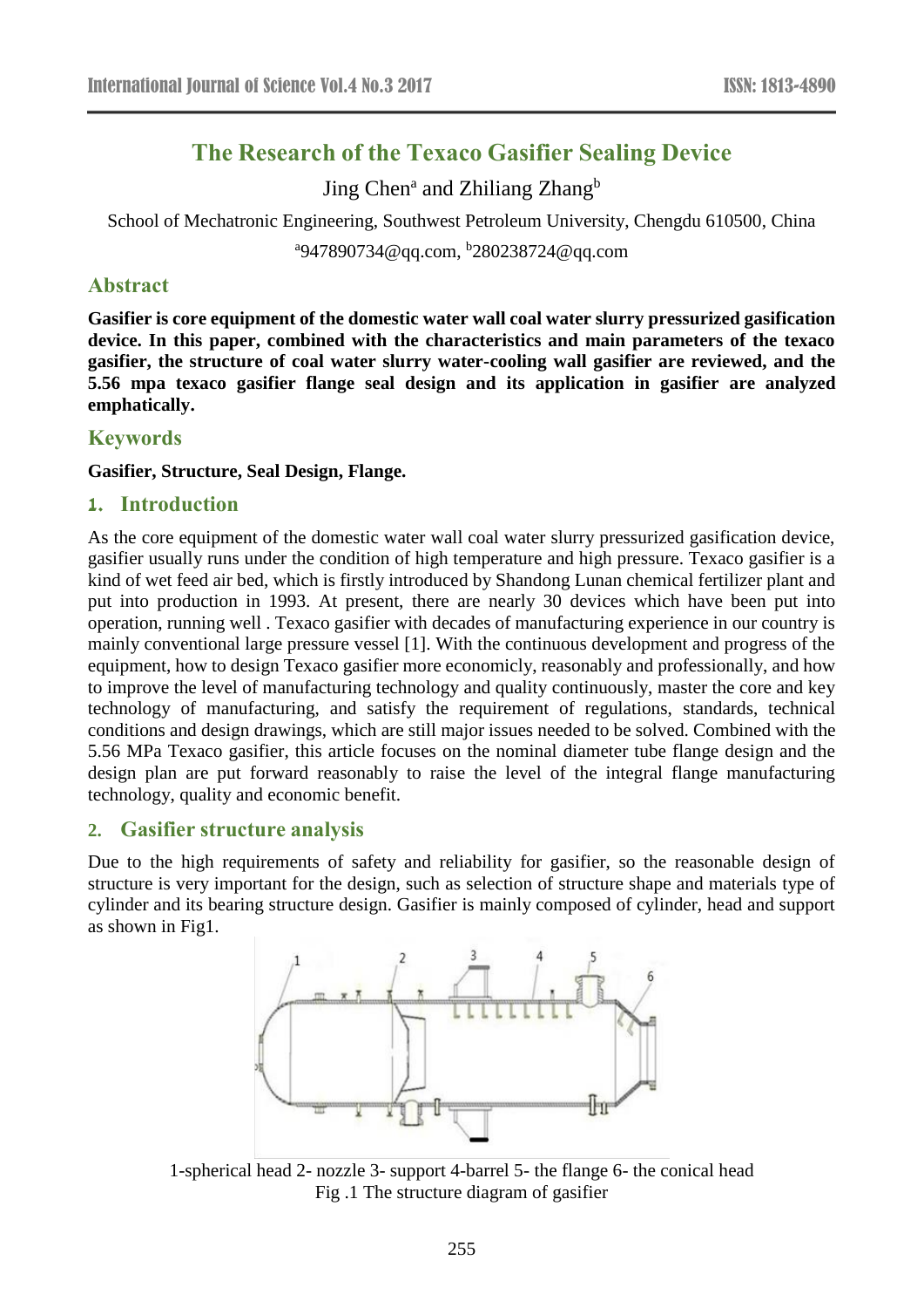# The Research of the Texaco Gasifier Sealing Device

Jing Chen[a] and Zhiliang Zhang[b]

School of Mechatronic Engineering, Southwest Petroleum University, Chengdu 610500, China

[a]947890734@qq.com, [b]280238724@qq.com

## Abstract

**Gasifier is core equipment of the domestic water wall coal water slurry pressurized gasification device. In this paper, combined with the characteristics and main parameters of the texaco gasifier, the structure of coal water slurry water-cooling wall gasifier are reviewed, and the 5.56 mpa texaco gasifier flange seal design and its application in gasifier are analyzed emphatically.**

## Keywords

**Gasifier, Structure, Seal Design, Flange.**

## 1. Introduction

As the core equipment of the domestic water wall coal water slurry pressurized gasification device, gasifier usually runs under the condition of high temperature and high pressure. Texaco gasifier is a kind of wet feed air bed, which is firstly introduced by Shandong Lunan chemical fertilizer plant and put into production in 1993. At present, there are nearly 30 devices which have been put into operation, running well . Texaco gasifier with decades of manufacturing experience in our country is mainly conventional large pressure vessel [1]. With the continuous development and progress of the equipment, how to design Texaco gasifier more economically, reasonably and professionally, and how to improve the level of manufacturing technology and quality continuously, master the core and key technology of manufacturing, and satisfy the requirement of regulations, standards, technical conditions and design drawings, which are still major issues needed to be solved. Combined with the 5.56 MPa Texaco gasifier, this article focuses on the nominal diameter tube flange design and the design plan are put forward reasonably to raise the level of the integral flange manufacturing technology, quality and economic benefit.

## 2. Gasifier structure analysis

Due to the high requirements of safety and reliability for gasifier, so the reasonable design of structure is very important for the design, such as selection of structure shape and materials type of cylinder and its bearing structure design. Gasifier is mainly composed of cylinder, head and support as shown in Fig1.

1-spherical head 2- nozzle 3- support 4-barrel 5- the flange 6- the conical head

Fig .1 The structure diagram of gasifier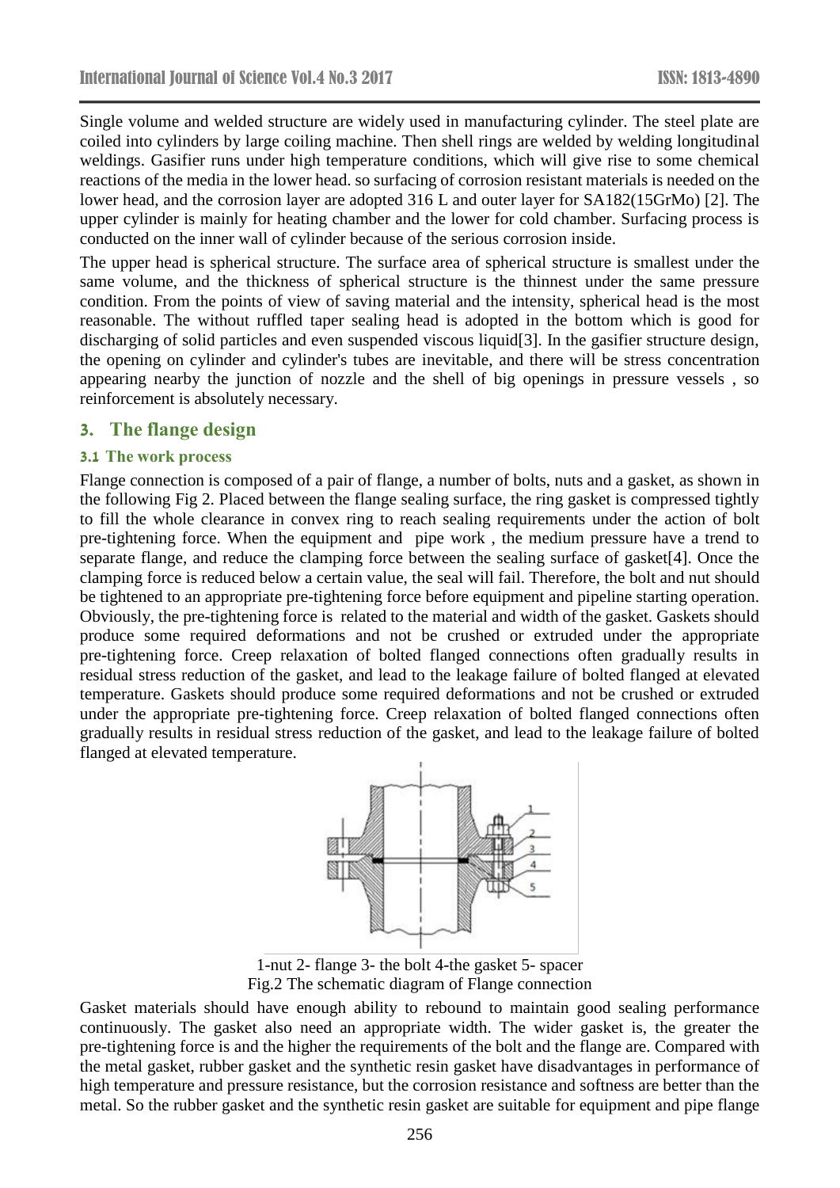Single volume and welded structure are widely used in manufacturing cylinder. The steel plate are coiled into cylinders by large coiling machine. Then shell rings are welded by welding longitudinal weldings. Gasifier runs under high temperature conditions, which will give rise to some chemical reactions of the media in the lower head. so surfacing of corrosion resistant materials is needed on the lower head, and the corrosion layer are adopted 316 L and outer layer for SA182(15GrMo) [2]. The upper cylinder is mainly for heating chamber and the lower for cold chamber. Surfacing process is conducted on the inner wall of cylinder because of the serious corrosion inside.

The upper head is spherical structure. The surface area of spherical structure is smallest under the same volume, and the thickness of spherical structure is the thinnest under the same pressure condition. From the points of view of saving material and the intensity, spherical head is the most reasonable. The without ruffled taper sealing head is adopted in the bottom which is good for discharging of solid particles and even suspended viscous liquid[3]. In the gasifier structure design, the opening on cylinder and cylinder's tubes are inevitable, and there will be stress concentration appearing nearby the junction of nozzle and the shell of big openings in pressure vessels , so reinforcement is absolutely necessary.

## 3. The flange design

### 3.1 The work process

Flange connection is composed of a pair of flange, a number of bolts, nuts and a gasket, as shown in the following Fig 2. Placed between the flange sealing surface, the ring gasket is compressed tightly to fill the whole clearance in convex ring to reach sealing requirements under the action of bolt pre-tightening force. When the equipment and pipe work , the medium pressure have a trend to separate flange, and reduce the clamping force between the sealing surface of gasket[4]. Once the clamping force is reduced below a certain value, the seal will fail. Therefore, the bolt and nut should be tightened to an appropriate pre-tightening force before equipment and pipeline starting operation. Obviously, the pre-tightening force is related to the material and width of the gasket. Gaskets should produce some required deformations and not be crushed or extruded under the appropriate pre-tightening force. Creep relaxation of bolted flanged connections often gradually results in residual stress reduction of the gasket, and lead to the leakage failure of bolted flanged at elevated temperature. Gaskets should produce some required deformations and not be crushed or extruded under the appropriate pre-tightening force. Creep relaxation of bolted flanged connections often gradually results in residual stress reduction of the gasket, and lead to the leakage failure of bolted flanged at elevated temperature.

1-nut 2- flange 3- the bolt 4-the gasket 5- spacer

Fig.2 The schematic diagram of Flange connection

Gasket materials should have enough ability to rebound to maintain good sealing performance continuously. The gasket also need an appropriate width. The wider gasket is, the greater the pre-tightening force is and the higher the requirements of the bolt and the flange are. Compared with the metal gasket, rubber gasket and the synthetic resin gasket have disadvantages in performance of high temperature and pressure resistance, but the corrosion resistance and softness are better than the metal. So the rubber gasket and the synthetic resin gasket are suitable for equipment and pipe flange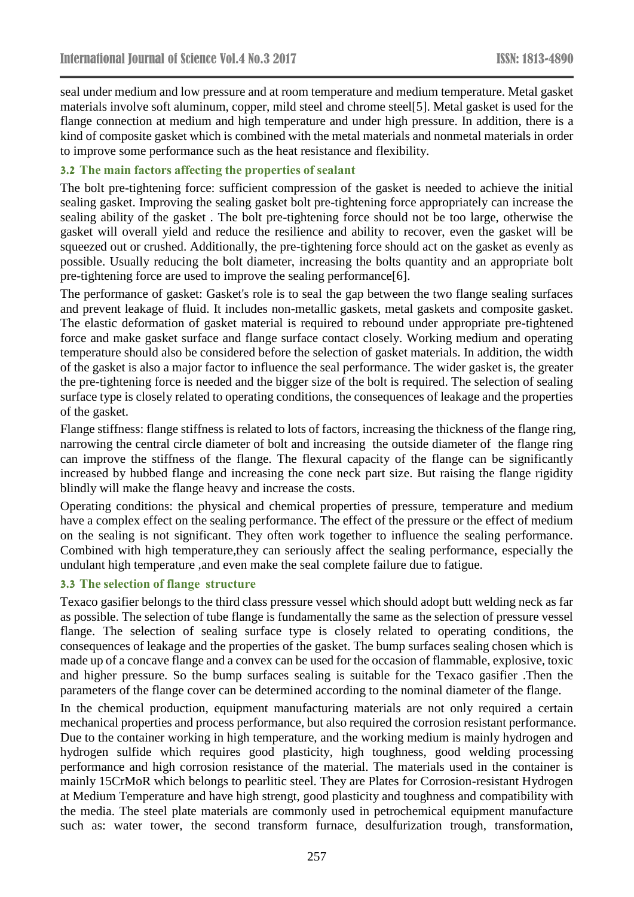seal under medium and low pressure and at room temperature and medium temperature. Metal gasket materials involve soft aluminum, copper, mild steel and chrome steel[5]. Metal gasket is used for the flange connection at medium and high temperature and under high pressure. In addition, there is a kind of composite gasket which is combined with the metal materials and nonmetal materials in order to improve some performance such as the heat resistance and flexibility.

### 3.2 The main factors affecting the properties of sealant

The bolt pre-tightening force: sufficient compression of the gasket is needed to achieve the initial sealing gasket. Improving the sealing gasket bolt pre-tightening force appropriately can increase the sealing ability of the gasket . The bolt pre-tightening force should not be too large, otherwise the gasket will overall yield and reduce the resilience and ability to recover, even the gasket will be squeezed out or crushed. Additionally, the pre-tightening force should act on the gasket as evenly as possible. Usually reducing the bolt diameter, increasing the bolts quantity and an appropriate bolt pre-tightening force are used to improve the sealing performance[6].

The performance of gasket: Gasket's role is to seal the gap between the two flange sealing surfaces and prevent leakage of fluid. It includes non-metallic gaskets, metal gaskets and composite gasket. The elastic deformation of gasket material is required to rebound under appropriate pre-tightened force and make gasket surface and flange surface contact closely. Working medium and operating temperature should also be considered before the selection of gasket materials. In addition, the width of the gasket is also a major factor to influence the seal performance. The wider gasket is, the greater the pre-tightening force is needed and the bigger size of the bolt is required. The selection of sealing surface type is closely related to operating conditions, the consequences of leakage and the properties of the gasket.

Flange stiffness: flange stiffness is related to lots of factors, increasing the thickness of the flange ring, narrowing the central circle diameter of bolt and increasing the outside diameter of the flange ring can improve the stiffness of the flange. The flexural capacity of the flange can be significantly increased by hubbed flange and increasing the cone neck part size. But raising the flange rigidity blindly will make the flange heavy and increase the costs.

Operating conditions: the physical and chemical properties of pressure, temperature and medium have a complex effect on the sealing performance. The effect of the pressure or the effect of medium on the sealing is not significant. They often work together to influence the sealing performance. Combined with high temperature,they can seriously affect the sealing performance, especially the undulant high temperature ,and even make the seal complete failure due to fatigue.

### 3.3 The selection of flange structure

Texaco gasifier belongs to the third class pressure vessel which should adopt butt welding neck as far as possible. The selection of tube flange is fundamentally the same as the selection of pressure vessel flange. The selection of sealing surface type is closely related to operating conditions, the consequences of leakage and the properties of the gasket. The bump surfaces sealing chosen which is made up of a concave flange and a convex can be used for the occasion of flammable, explosive, toxic and higher pressure. So the bump surfaces sealing is suitable for the Texaco gasifier .Then the parameters of the flange cover can be determined according to the nominal diameter of the flange.

In the chemical production, equipment manufacturing materials are not only required a certain mechanical properties and process performance, but also required the corrosion resistant performance. Due to the container working in high temperature, and the working medium is mainly hydrogen and hydrogen sulfide which requires good plasticity, high toughness, good welding processing performance and high corrosion resistance of the material. The materials used in the container is mainly 15CrMoR which belongs to pearlitic steel. They are Plates for Corrosion-resistant Hydrogen at Medium Temperature and have high strengt, good plasticity and toughness and compatibility with the media. The steel plate materials are commonly used in petrochemical equipment manufacture such as: water tower, the second transform furnace, desulfurization trough, transformation,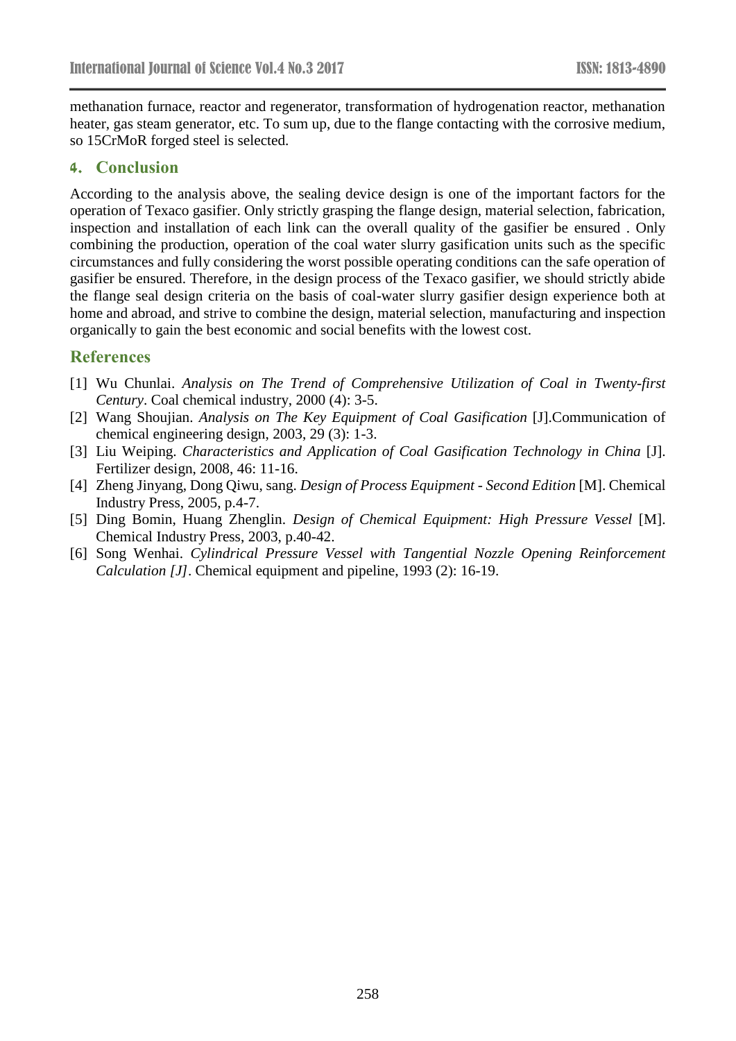methanation furnace, reactor and regenerator, transformation of hydrogenation reactor, methanation heater, gas steam generator, etc. To sum up, due to the flange contacting with the corrosive medium, so 15CrMoR forged steel is selected.

## 4. Conclusion

According to the analysis above, the sealing device design is one of the important factors for the operation of Texaco gasifier. Only strictly grasping the flange design, material selection, fabrication, inspection and installation of each link can the overall quality of the gasifier be ensured . Only combining the production, operation of the coal water slurry gasification units such as the specific circumstances and fully considering the worst possible operating conditions can the safe operation of gasifier be ensured. Therefore, in the design process of the Texaco gasifier, we should strictly abide the flange seal design criteria on the basis of coal-water slurry gasifier design experience both at home and abroad, and strive to combine the design, material selection, manufacturing and inspection organically to gain the best economic and social benefits with the lowest cost.

## References

[1] Wu Chunlai. *Analysis on The Trend of Comprehensive Utilization of Coal in Twenty-first Century*. Coal chemical industry, 2000 (4): 3-5.

[2] Wang Shoujian. *Analysis on The Key Equipment of Coal Gasification* [J].Communication of chemical engineering design, 2003, 29 (3): 1-3.

[3] Liu Weiping. *Characteristics and Application of Coal Gasification Technology in China* [J]. Fertilizer design, 2008, 46: 11-16.

[4] Zheng Jinyang, Dong Qiwu, sang. *Design of Process Equipment - Second Edition* [M]. Chemical Industry Press, 2005, p.4-7.

[5] Ding Bomin, Huang Zhenglin. *Design of Chemical Equipment: High Pressure Vessel* [M]. Chemical Industry Press, 2003, p.40-42.

[6] Song Wenhai. *Cylindrical Pressure Vessel with Tangential Nozzle Opening Reinforcement Calculation [J]*. Chemical equipment and pipeline, 1993 (2): 16-19.